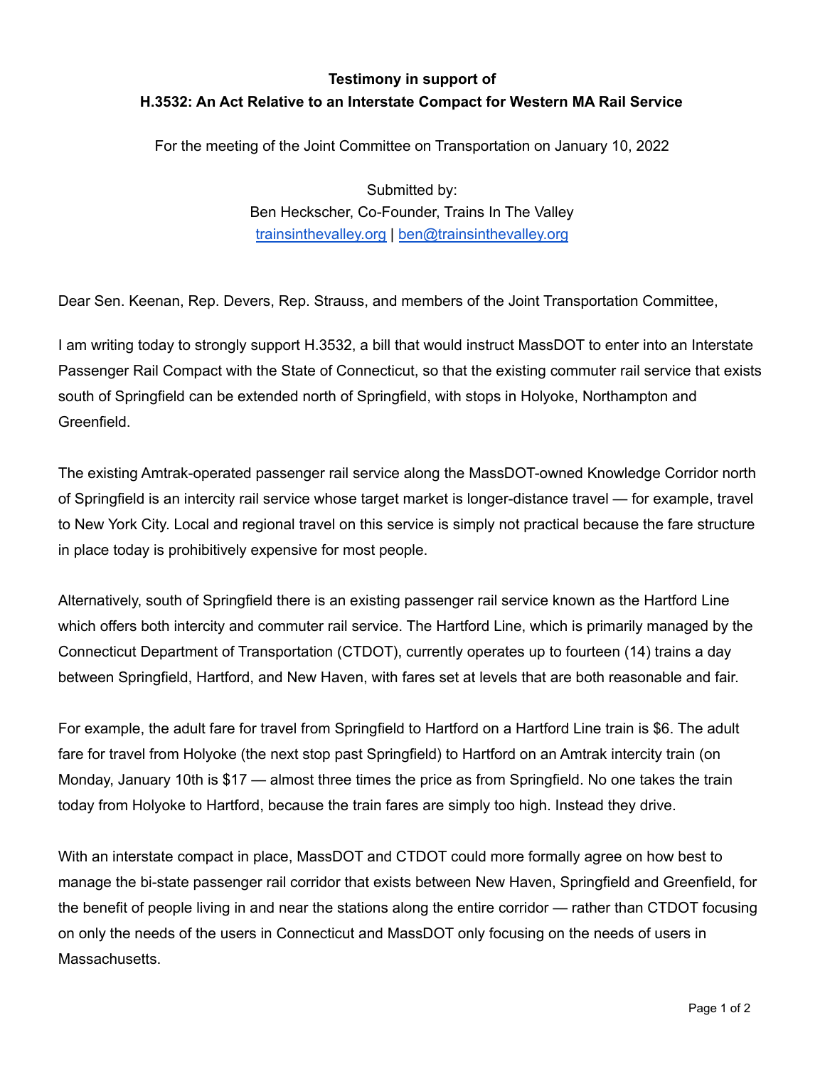**Testimony in support of**
**H.3532: An Act Relative to an Interstate Compact for Western MA Rail Service**

For the meeting of the Joint Committee on Transportation on January 10, 2022

Submitted by:
Ben Heckscher, Co-Founder, Trains In The Valley
[trainsinthevalley.org](trainsinthevalley.org) | [ben@trainsinthevalley.org](mailto:ben@trainsinthevalley.org)

Dear Sen. Keenan, Rep. Devers, Rep. Strauss, and members of the Joint Transportation Committee,

I am writing today to strongly support H.3532, a bill that would instruct MassDOT to enter into an Interstate Passenger Rail Compact with the State of Connecticut, so that the existing commuter rail service that exists south of Springfield can be extended north of Springfield, with stops in Holyoke, Northampton and Greenfield.

The existing Amtrak-operated passenger rail service along the MassDOT-owned Knowledge Corridor north of Springfield is an intercity rail service whose target market is longer-distance travel — for example, travel to New York City. Local and regional travel on this service is simply not practical because the fare structure in place today is prohibitively expensive for most people.

Alternatively, south of Springfield there is an existing passenger rail service known as the Hartford Line which offers both intercity and commuter rail service. The Hartford Line, which is primarily managed by the Connecticut Department of Transportation (CTDOT), currently operates up to fourteen (14) trains a day between Springfield, Hartford, and New Haven, with fares set at levels that are both reasonable and fair.

For example, the adult fare for travel from Springfield to Hartford on a Hartford Line train is $6. The adult fare for travel from Holyoke (the next stop past Springfield) to Hartford on an Amtrak intercity train (on Monday, January 10th is $17 — almost three times the price as from Springfield. No one takes the train today from Holyoke to Hartford, because the train fares are simply too high. Instead they drive.

With an interstate compact in place, MassDOT and CTDOT could more formally agree on how best to manage the bi-state passenger rail corridor that exists between New Haven, Springfield and Greenfield, for the benefit of people living in and near the stations along the entire corridor — rather than CTDOT focusing on only the needs of the users in Connecticut and MassDOT only focusing on the needs of users in Massachusetts.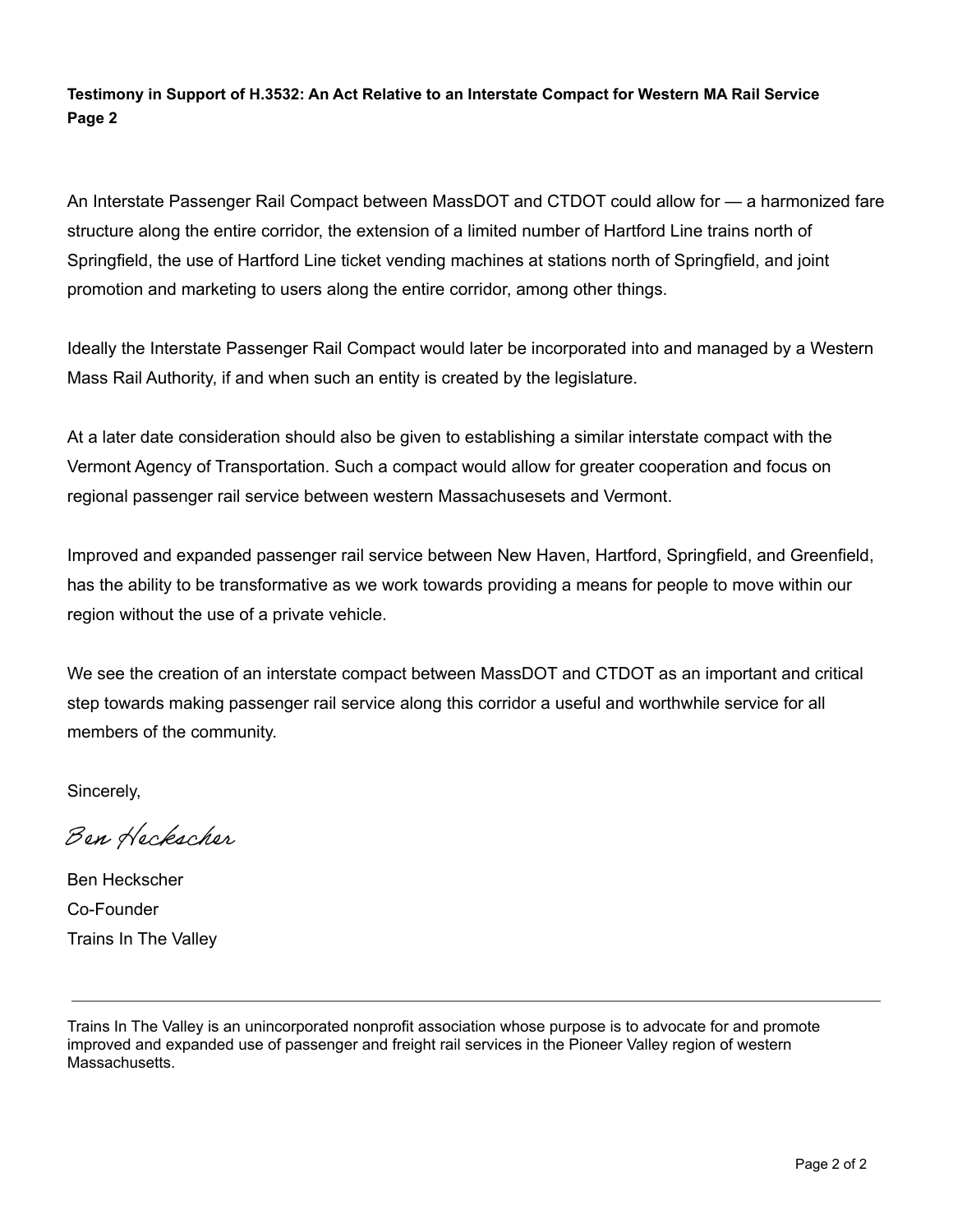An Interstate Passenger Rail Compact between MassDOT and CTDOT could allow for — a harmonized fare structure along the entire corridor, the extension of a limited number of Hartford Line trains north of Springfield, the use of Hartford Line ticket vending machines at stations north of Springfield, and joint promotion and marketing to users along the entire corridor, among other things.

Ideally the Interstate Passenger Rail Compact would later be incorporated into and managed by a Western Mass Rail Authority, if and when such an entity is created by the legislature.

At a later date consideration should also be given to establishing a similar interstate compact with the Vermont Agency of Transportation. Such a compact would allow for greater cooperation and focus on regional passenger rail service between western Massachusesets and Vermont.

Improved and expanded passenger rail service between New Haven, Hartford, Springfield, and Greenfield, has the ability to be transformative as we work towards providing a means for people to move within our region without the use of a private vehicle.

We see the creation of an interstate compact between MassDOT and CTDOT as an important and critical step towards making passenger rail service along this corridor a useful and worthwhile service for all members of the community.

Sincerely,

*Ben Heckscher*

Ben Heckscher
Co-Founder
Trains In The Valley

---

Trains In The Valley is an unincorporated nonprofit association whose purpose is to advocate for and promote improved and expanded use of passenger and freight rail services in the Pioneer Valley region of western Massachusetts.